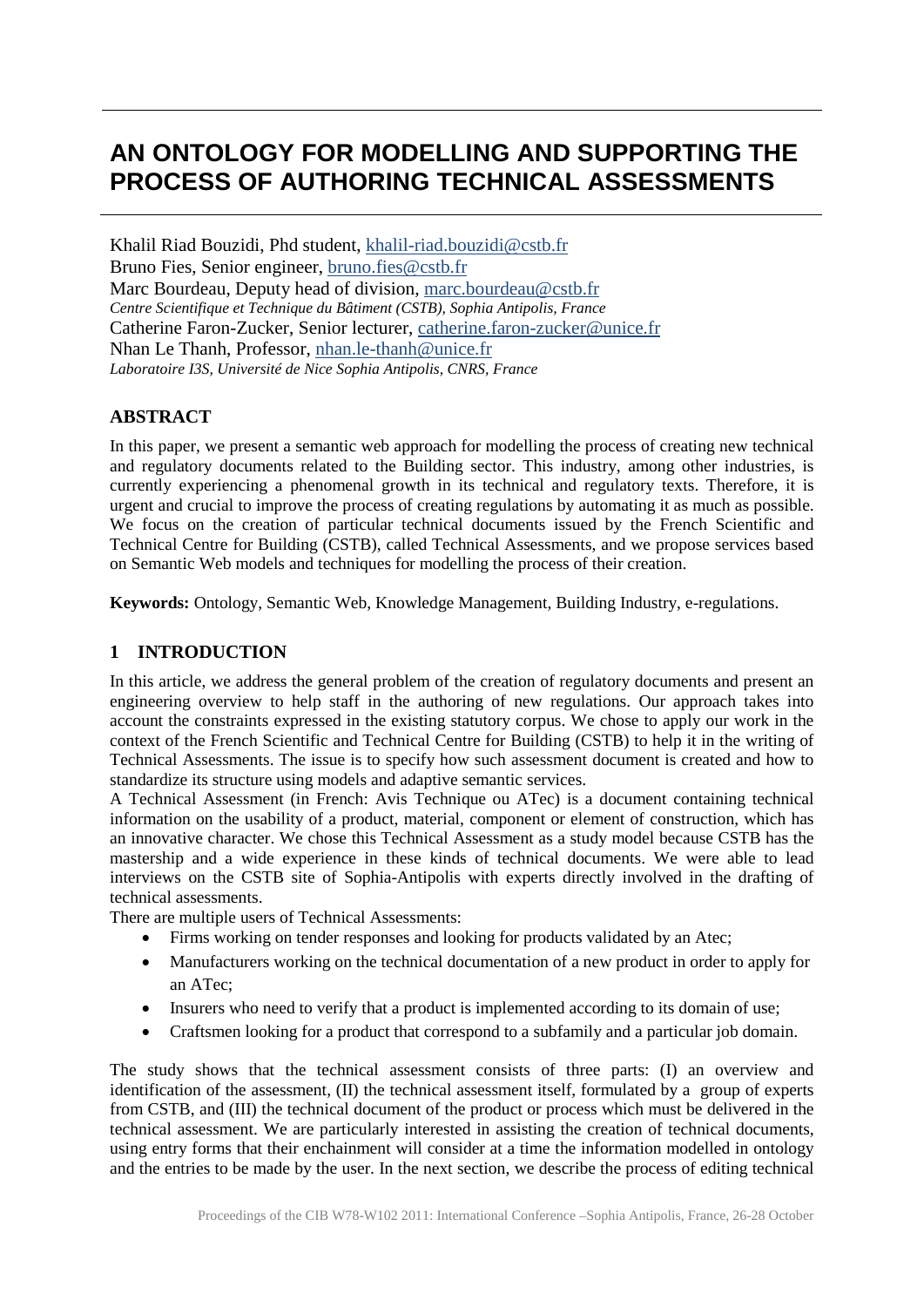# AN ONTOLOGY FOR MODELLING AND SUPPORTING THE PROCESS OF AUTHORING TECHNICAL ASSESSMENTS

Khalil Riad Bouzidi, Phd student, khalil-riad.bouzidi@cstb.fr
Bruno Fies, Senior engineer, bruno.fies@cstb.fr
Marc Bourdeau, Deputy head of division, marc.bourdeau@cstb.fr
*Centre Scientifique et Technique du Bâtiment (CSTB), Sophia Antipolis, France*
Catherine Faron-Zucker, Senior lecturer, catherine.faron-zucker@unice.fr
Nhan Le Thanh, Professor, nhan.le-thanh@unice.fr
*Laboratoire I3S, Université de Nice Sophia Antipolis, CNRS, France*

## ABSTRACT

In this paper, we present a semantic web approach for modelling the process of creating new technical and regulatory documents related to the Building sector. This industry, among other industries, is currently experiencing a phenomenal growth in its technical and regulatory texts. Therefore, it is urgent and crucial to improve the process of creating regulations by automating it as much as possible. We focus on the creation of particular technical documents issued by the French Scientific and Technical Centre for Building (CSTB), called Technical Assessments, and we propose services based on Semantic Web models and techniques for modelling the process of their creation.

**Keywords:** Ontology, Semantic Web, Knowledge Management, Building Industry, e-regulations.

## 1 INTRODUCTION

In this article, we address the general problem of the creation of regulatory documents and present an engineering overview to help staff in the authoring of new regulations. Our approach takes into account the constraints expressed in the existing statutory corpus. We chose to apply our work in the context of the French Scientific and Technical Centre for Building (CSTB) to help it in the writing of Technical Assessments. The issue is to specify how such assessment document is created and how to standardize its structure using models and adaptive semantic services.

A Technical Assessment (in French: Avis Technique ou ATec) is a document containing technical information on the usability of a product, material, component or element of construction, which has an innovative character. We chose this Technical Assessment as a study model because CSTB has the mastership and a wide experience in these kinds of technical documents. We were able to lead interviews on the CSTB site of Sophia-Antipolis with experts directly involved in the drafting of technical assessments.

There are multiple users of Technical Assessments:

- Firms working on tender responses and looking for products validated by an Atec;
- Manufacturers working on the technical documentation of a new product in order to apply for an ATec;
- Insurers who need to verify that a product is implemented according to its domain of use;
- Craftsmen looking for a product that correspond to a subfamily and a particular job domain.

The study shows that the technical assessment consists of three parts: (I) an overview and identification of the assessment, (II) the technical assessment itself, formulated by a group of experts from CSTB, and (III) the technical document of the product or process which must be delivered in the technical assessment. We are particularly interested in assisting the creation of technical documents, using entry forms that their enchainment will consider at a time the information modelled in ontology and the entries to be made by the user. In the next section, we describe the process of editing technical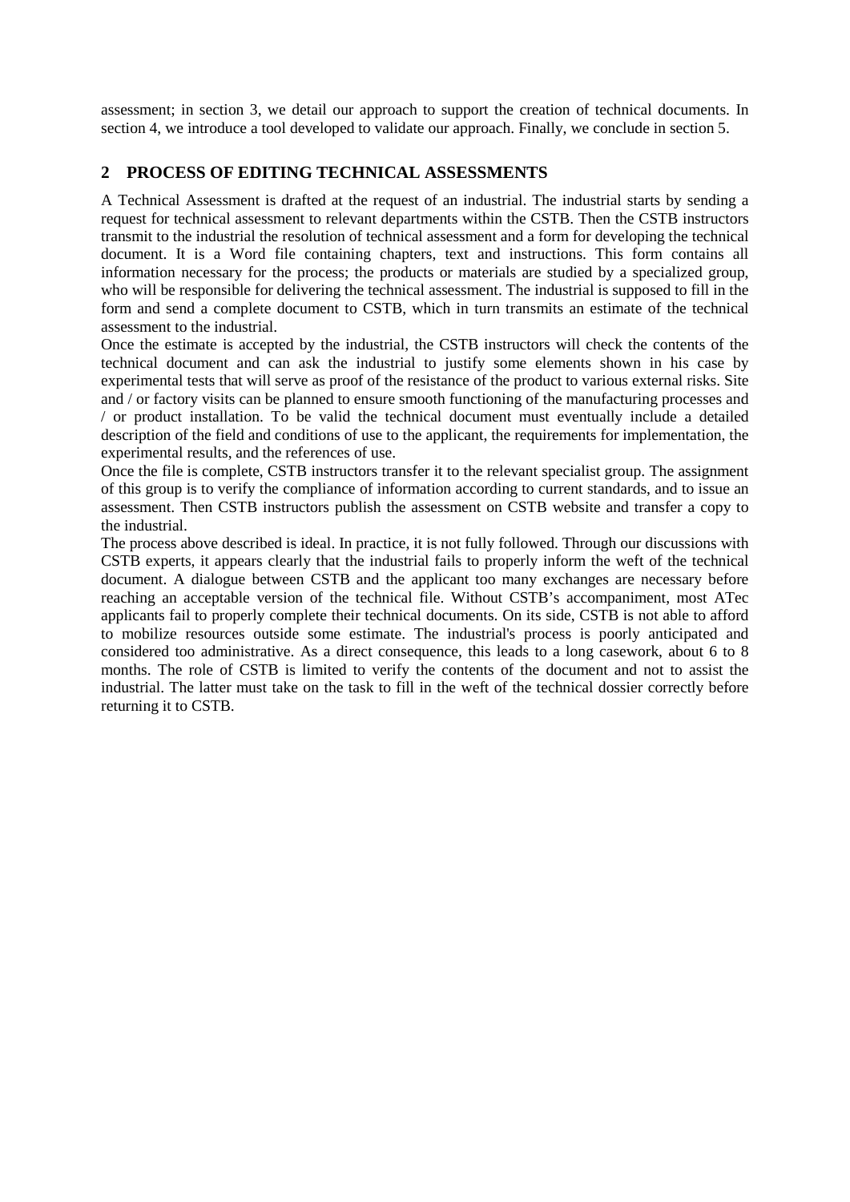assessment; in section 3, we detail our approach to support the creation of technical documents. In section 4, we introduce a tool developed to validate our approach. Finally, we conclude in section 5.

## 2 PROCESS OF EDITING TECHNICAL ASSESSMENTS

A Technical Assessment is drafted at the request of an industrial. The industrial starts by sending a request for technical assessment to relevant departments within the CSTB. Then the CSTB instructors transmit to the industrial the resolution of technical assessment and a form for developing the technical document. It is a Word file containing chapters, text and instructions. This form contains all information necessary for the process; the products or materials are studied by a specialized group, who will be responsible for delivering the technical assessment. The industrial is supposed to fill in the form and send a complete document to CSTB, which in turn transmits an estimate of the technical assessment to the industrial.

Once the estimate is accepted by the industrial, the CSTB instructors will check the contents of the technical document and can ask the industrial to justify some elements shown in his case by experimental tests that will serve as proof of the resistance of the product to various external risks. Site and / or factory visits can be planned to ensure smooth functioning of the manufacturing processes and / or product installation. To be valid the technical document must eventually include a detailed description of the field and conditions of use to the applicant, the requirements for implementation, the experimental results, and the references of use.

Once the file is complete, CSTB instructors transfer it to the relevant specialist group. The assignment of this group is to verify the compliance of information according to current standards, and to issue an assessment. Then CSTB instructors publish the assessment on CSTB website and transfer a copy to the industrial.

The process above described is ideal. In practice, it is not fully followed. Through our discussions with CSTB experts, it appears clearly that the industrial fails to properly inform the weft of the technical document. A dialogue between CSTB and the applicant too many exchanges are necessary before reaching an acceptable version of the technical file. Without CSTB's accompaniment, most ATec applicants fail to properly complete their technical documents. On its side, CSTB is not able to afford to mobilize resources outside some estimate. The industrial's process is poorly anticipated and considered too administrative. As a direct consequence, this leads to a long casework, about 6 to 8 months. The role of CSTB is limited to verify the contents of the document and not to assist the industrial. The latter must take on the task to fill in the weft of the technical dossier correctly before returning it to CSTB.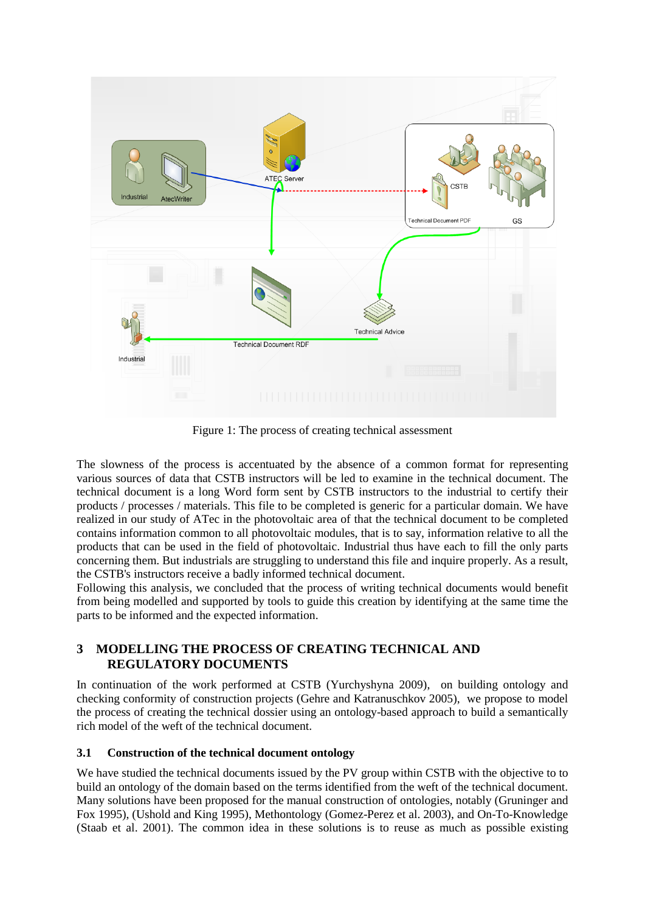Figure 1: The process of creating technical assessment

The slowness of the process is accentuated by the absence of a common format for representing various sources of data that CSTB instructors will be led to examine in the technical document. The technical document is a long Word form sent by CSTB instructors to the industrial to certify their products / processes / materials. This file to be completed is generic for a particular domain. We have realized in our study of ATec in the photovoltaic area of that the technical document to be completed contains information common to all photovoltaic modules, that is to say, information relative to all the products that can be used in the field of photovoltaic. Industrial thus have each to fill the only parts concerning them. But industrials are struggling to understand this file and inquire properly. As a result, the CSTB's instructors receive a badly informed technical document.

Following this analysis, we concluded that the process of writing technical documents would benefit from being modelled and supported by tools to guide this creation by identifying at the same time the parts to be informed and the expected information.

## 3 MODELLING THE PROCESS OF CREATING TECHNICAL AND REGULATORY DOCUMENTS

In continuation of the work performed at CSTB (Yurchyshyna 2009), on building ontology and checking conformity of construction projects (Gehre and Katranuschkov 2005), we propose to model the process of creating the technical dossier using an ontology-based approach to build a semantically rich model of the weft of the technical document.

### 3.1 Construction of the technical document ontology

We have studied the technical documents issued by the PV group within CSTB with the objective to to build an ontology of the domain based on the terms identified from the weft of the technical document. Many solutions have been proposed for the manual construction of ontologies, notably (Gruninger and Fox 1995), (Ushold and King 1995), Methontology (Gomez-Perez et al. 2003), and On-To-Knowledge (Staab et al. 2001). The common idea in these solutions is to reuse as much as possible existing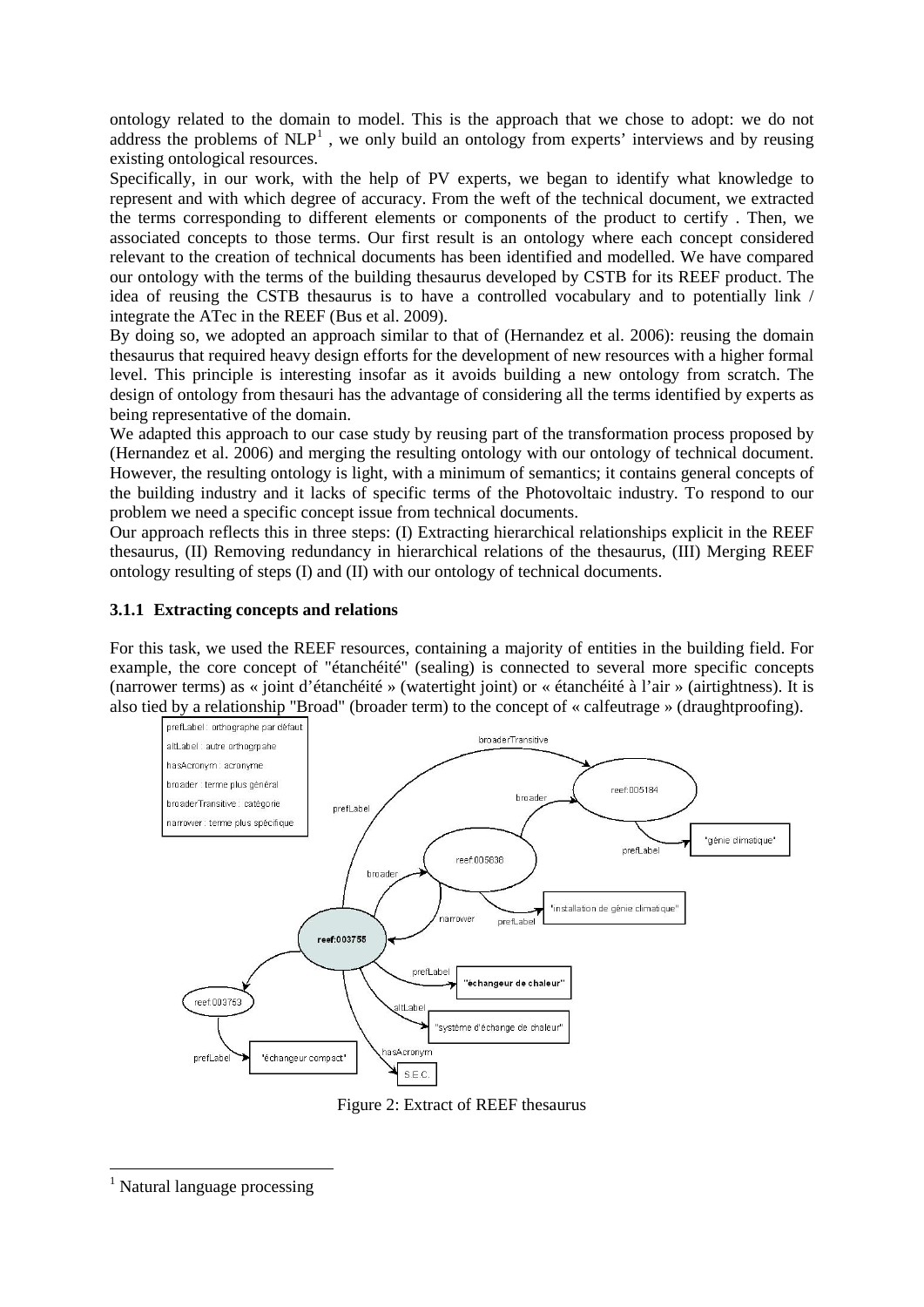ontology related to the domain to model. This is the approach that we chose to adopt: we do not address the problems of NLP[1] , we only build an ontology from experts' interviews and by reusing existing ontological resources.

Specifically, in our work, with the help of PV experts, we began to identify what knowledge to represent and with which degree of accuracy. From the weft of the technical document, we extracted the terms corresponding to different elements or components of the product to certify . Then, we associated concepts to those terms. Our first result is an ontology where each concept considered relevant to the creation of technical documents has been identified and modelled. We have compared our ontology with the terms of the building thesaurus developed by CSTB for its REEF product. The idea of reusing the CSTB thesaurus is to have a controlled vocabulary and to potentially link / integrate the ATec in the REEF (Bus et al. 2009).

By doing so, we adopted an approach similar to that of (Hernandez et al. 2006): reusing the domain thesaurus that required heavy design efforts for the development of new resources with a higher formal level. This principle is interesting insofar as it avoids building a new ontology from scratch. The design of ontology from thesauri has the advantage of considering all the terms identified by experts as being representative of the domain.

We adapted this approach to our case study by reusing part of the transformation process proposed by (Hernandez et al. 2006) and merging the resulting ontology with our ontology of technical document. However, the resulting ontology is light, with a minimum of semantics; it contains general concepts of the building industry and it lacks of specific terms of the Photovoltaic industry. To respond to our problem we need a specific concept issue from technical documents.

Our approach reflects this in three steps: (I) Extracting hierarchical relationships explicit in the REEF thesaurus, (II) Removing redundancy in hierarchical relations of the thesaurus, (III) Merging REEF ontology resulting of steps (I) and (II) with our ontology of technical documents.

### 3.1.1 Extracting concepts and relations

For this task, we used the REEF resources, containing a majority of entities in the building field. For example, the core concept of "étanchéité" (sealing) is connected to several more specific concepts (narrower terms) as « joint d'étanchéité » (watertight joint) or « étanchéité à l'air » (airtightness). It is also tied by a relationship "Broad" (broader term) to the concept of « calfeutrage » (draughtproofing).

Figure 2: Extract of REEF thesaurus

[1] Natural language processing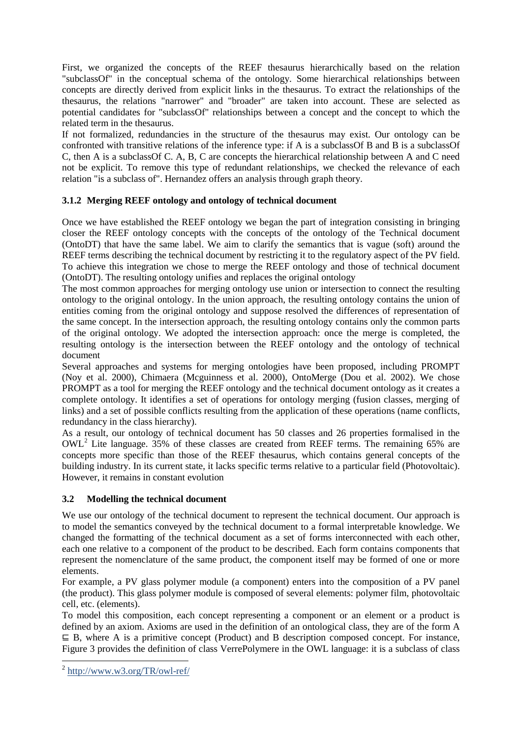First, we organized the concepts of the REEF thesaurus hierarchically based on the relation "subclassOf" in the conceptual schema of the ontology. Some hierarchical relationships between concepts are directly derived from explicit links in the thesaurus. To extract the relationships of the thesaurus, the relations "narrower" and "broader" are taken into account. These are selected as potential candidates for "subclassOf" relationships between a concept and the concept to which the related term in the thesaurus.

If not formalized, redundancies in the structure of the thesaurus may exist. Our ontology can be confronted with transitive relations of the inference type: if A is a subclassOf B and B is a subclassOf C, then A is a subclassOf C. A, B, C are concepts the hierarchical relationship between A and C need not be explicit. To remove this type of redundant relationships, we checked the relevance of each relation "is a subclass of". Hernandez offers an analysis through graph theory.

### 3.1.2 Merging REEF ontology and ontology of technical document

Once we have established the REEF ontology we began the part of integration consisting in bringing closer the REEF ontology concepts with the concepts of the ontology of the Technical document (OntoDT) that have the same label. We aim to clarify the semantics that is vague (soft) around the REEF terms describing the technical document by restricting it to the regulatory aspect of the PV field. To achieve this integration we chose to merge the REEF ontology and those of technical document (OntoDT). The resulting ontology unifies and replaces the original ontology

The most common approaches for merging ontology use union or intersection to connect the resulting ontology to the original ontology. In the union approach, the resulting ontology contains the union of entities coming from the original ontology and suppose resolved the differences of representation of the same concept. In the intersection approach, the resulting ontology contains only the common parts of the original ontology. We adopted the intersection approach: once the merge is completed, the resulting ontology is the intersection between the REEF ontology and the ontology of technical document

Several approaches and systems for merging ontologies have been proposed, including PROMPT (Noy et al. 2000), Chimaera (Mcguinness et al. 2000), OntoMerge (Dou et al. 2002). We chose PROMPT as a tool for merging the REEF ontology and the technical document ontology as it creates a complete ontology. It identifies a set of operations for ontology merging (fusion classes, merging of links) and a set of possible conflicts resulting from the application of these operations (name conflicts, redundancy in the class hierarchy).

As a result, our ontology of technical document has 50 classes and 26 properties formalised in the OWL[2] Lite language. 35% of these classes are created from REEF terms. The remaining 65% are concepts more specific than those of the REEF thesaurus, which contains general concepts of the building industry. In its current state, it lacks specific terms relative to a particular field (Photovoltaic). However, it remains in constant evolution

## 3.2 Modelling the technical document

We use our ontology of the technical document to represent the technical document. Our approach is to model the semantics conveyed by the technical document to a formal interpretable knowledge. We changed the formatting of the technical document as a set of forms interconnected with each other, each one relative to a component of the product to be described. Each form contains components that represent the nomenclature of the same product, the component itself may be formed of one or more elements.

For example, a PV glass polymer module (a component) enters into the composition of a PV panel (the product). This glass polymer module is composed of several elements: polymer film, photovoltaic cell, etc. (elements).

To model this composition, each concept representing a component or an element or a product is defined by an axiom. Axioms are used in the definition of an ontological class, they are of the form $A \sqsubseteq B$, where A is a primitive concept (Product) and B description composed concept. For instance, Figure 3 provides the definition of class VerrePolymere in the OWL language: it is a subclass of class

---

[2] http://www.w3.org/TR/owl-ref/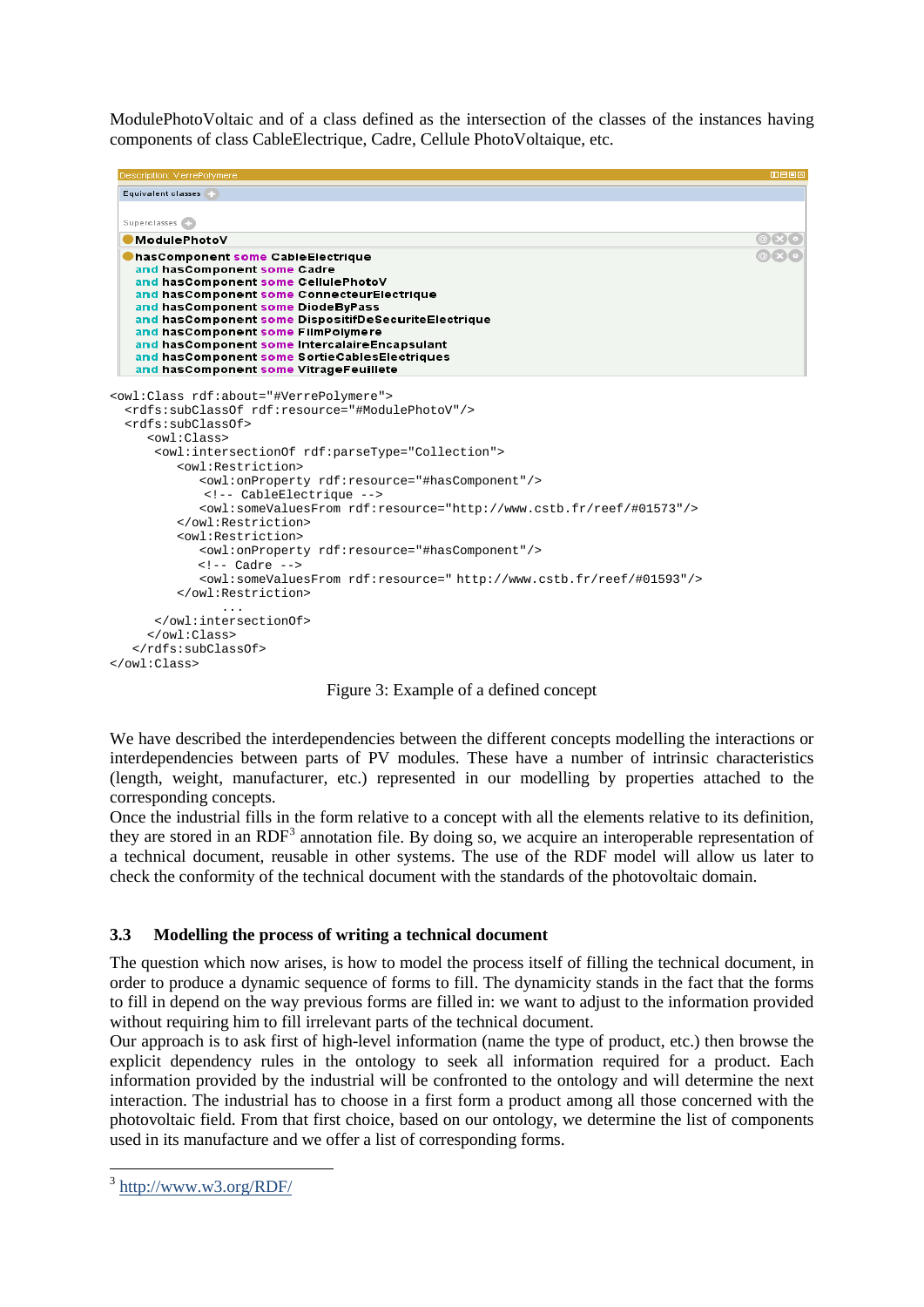ModulePhotoVoltaic and of a class defined as the intersection of the classes of the instances having components of class CableElectrique, Cadre, Cellule PhotoVoltaique, etc.

```
Description: VerrePolymere
Equivalent classes
Superclasses
ModulePhotoV
hasComponent some CableElectrique
  and hasComponent some Cadre
  and hasComponent some CellulePhotoV
  and hasComponent some ConnecteurElectrique
  and hasComponent some DiodeByPass
  and hasComponent some DispositifDeSecuriteElectrique
  and hasComponent some FilmPolymere
  and hasComponent some IntercalaireEncapsulant
  and hasComponent some SortieCablesElectriques
  and hasComponent some VitrageFeuillete
```

```
<owl:Class rdf:about="#VerrePolymere">
  <rdfs:subClassOf rdf:resource="#ModulePhotoV"/>
  <rdfs:subClassOf>
     <owl:Class>
      <owl:intersectionOf rdf:parseType="Collection">
         <owl:Restriction>
            <owl:onProperty rdf:resource="#hasComponent"/>
             <!-- CableElectrique -->
            <owl:someValuesFrom rdf:resource="http://www.cstb.fr/reef/#01573"/>
         </owl:Restriction>
         <owl:Restriction>
            <owl:onProperty rdf:resource="#hasComponent"/>
            <!-- Cadre -->
            <owl:someValuesFrom rdf:resource=" http://www.cstb.fr/reef/#01593"/>
         </owl:Restriction>
               ...
      </owl:intersectionOf>
     </owl:Class>
   </rdfs:subClassOf>
</owl:Class>
```

Figure 3: Example of a defined concept

We have described the interdependencies between the different concepts modelling the interactions or interdependencies between parts of PV modules. These have a number of intrinsic characteristics (length, weight, manufacturer, etc.) represented in our modelling by properties attached to the corresponding concepts.

Once the industrial fills in the form relative to a concept with all the elements relative to its definition, they are stored in an RDF[3] annotation file. By doing so, we acquire an interoperable representation of a technical document, reusable in other systems. The use of the RDF model will allow us later to check the conformity of the technical document with the standards of the photovoltaic domain.

### 3.3 Modelling the process of writing a technical document

The question which now arises, is how to model the process itself of filling the technical document, in order to produce a dynamic sequence of forms to fill. The dynamicity stands in the fact that the forms to fill in depend on the way previous forms are filled in: we want to adjust to the information provided without requiring him to fill irrelevant parts of the technical document.

Our approach is to ask first of high-level information (name the type of product, etc.) then browse the explicit dependency rules in the ontology to seek all information required for a product. Each information provided by the industrial will be confronted to the ontology and will determine the next interaction. The industrial has to choose in a first form a product among all those concerned with the photovoltaic field. From that first choice, based on our ontology, we determine the list of components used in its manufacture and we offer a list of corresponding forms.

[3] http://www.w3.org/RDF/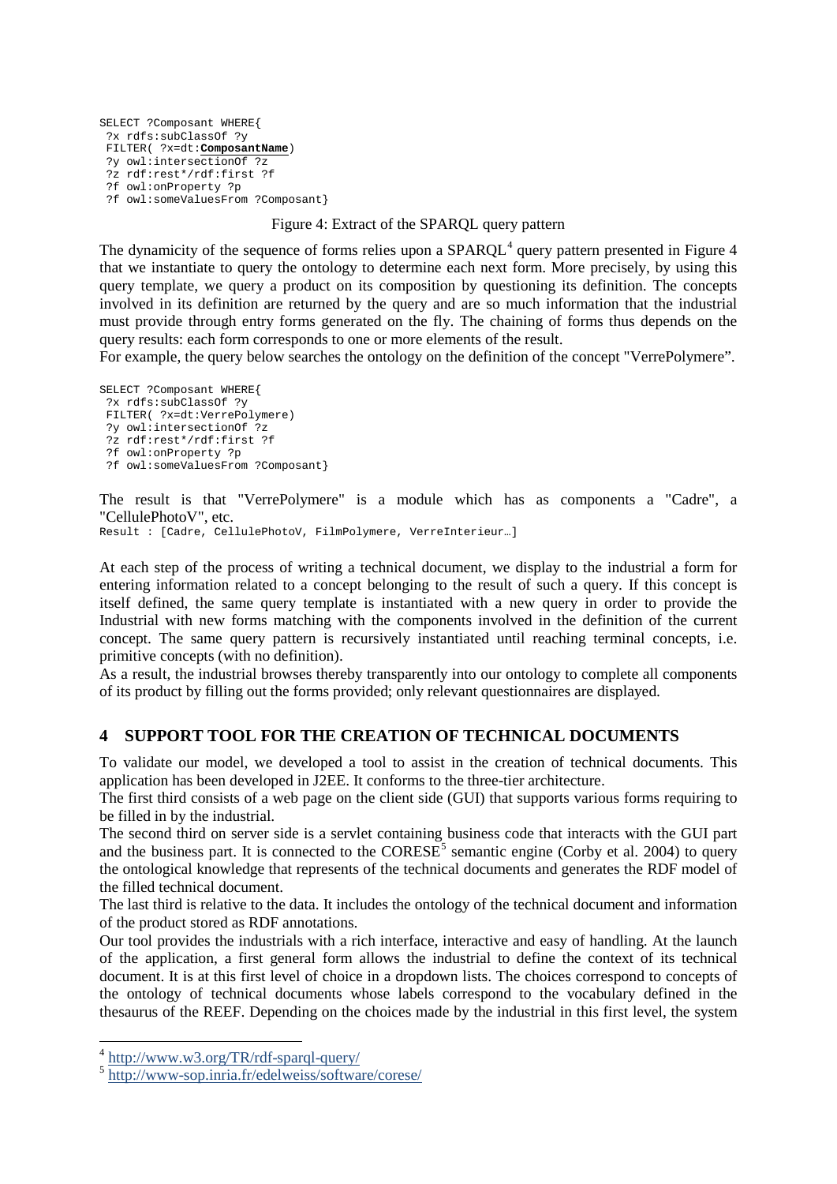```
SELECT ?Composant WHERE{
 ?x rdfs:subClassOf ?y
 FILTER( ?x=dt:ComposantName)
 ?y owl:intersectionOf ?z
 ?z rdf:rest*/rdf:first ?f
 ?f owl:onProperty ?p
 ?f owl:someValuesFrom ?Composant}
```

Figure 4: Extract of the SPARQL query pattern

The dynamicity of the sequence of forms relies upon a SPARQL[4] query pattern presented in Figure 4 that we instantiate to query the ontology to determine each next form. More precisely, by using this query template, we query a product on its composition by questioning its definition. The concepts involved in its definition are returned by the query and are so much information that the industrial must provide through entry forms generated on the fly. The chaining of forms thus depends on the query results: each form corresponds to one or more elements of the result.

For example, the query below searches the ontology on the definition of the concept "VerrePolymere".

```
SELECT ?Composant WHERE{
 ?x rdfs:subClassOf ?y
 FILTER( ?x=dt:VerrePolymere)
 ?y owl:intersectionOf ?z
 ?z rdf:rest*/rdf:first ?f
 ?f owl:onProperty ?p
 ?f owl:someValuesFrom ?Composant}
```

The result is that "VerrePolymere" is a module which has as components a "Cadre", a "CellulePhotoV", etc.

```
Result : [Cadre, CellulePhotoV, FilmPolymere, VerreInterieur…]
```

At each step of the process of writing a technical document, we display to the industrial a form for entering information related to a concept belonging to the result of such a query. If this concept is itself defined, the same query template is instantiated with a new query in order to provide the Industrial with new forms matching with the components involved in the definition of the current concept. The same query pattern is recursively instantiated until reaching terminal concepts, i.e. primitive concepts (with no definition).

As a result, the industrial browses thereby transparently into our ontology to complete all components of its product by filling out the forms provided; only relevant questionnaires are displayed.

## 4 SUPPORT TOOL FOR THE CREATION OF TECHNICAL DOCUMENTS

To validate our model, we developed a tool to assist in the creation of technical documents. This application has been developed in J2EE. It conforms to the three-tier architecture.

The first third consists of a web page on the client side (GUI) that supports various forms requiring to be filled in by the industrial.

The second third on server side is a servlet containing business code that interacts with the GUI part and the business part. It is connected to the CORESE[5] semantic engine (Corby et al. 2004) to query the ontological knowledge that represents of the technical documents and generates the RDF model of the filled technical document.

The last third is relative to the data. It includes the ontology of the technical document and information of the product stored as RDF annotations.

Our tool provides the industrials with a rich interface, interactive and easy of handling. At the launch of the application, a first general form allows the industrial to define the context of its technical document. It is at this first level of choice in a dropdown lists. The choices correspond to concepts of the ontology of technical documents whose labels correspond to the vocabulary defined in the thesaurus of the REEF. Depending on the choices made by the industrial in this first level, the system

---

[4] http://www.w3.org/TR/rdf-sparql-query/

[5] http://www-sop.inria.fr/edelweiss/software/corese/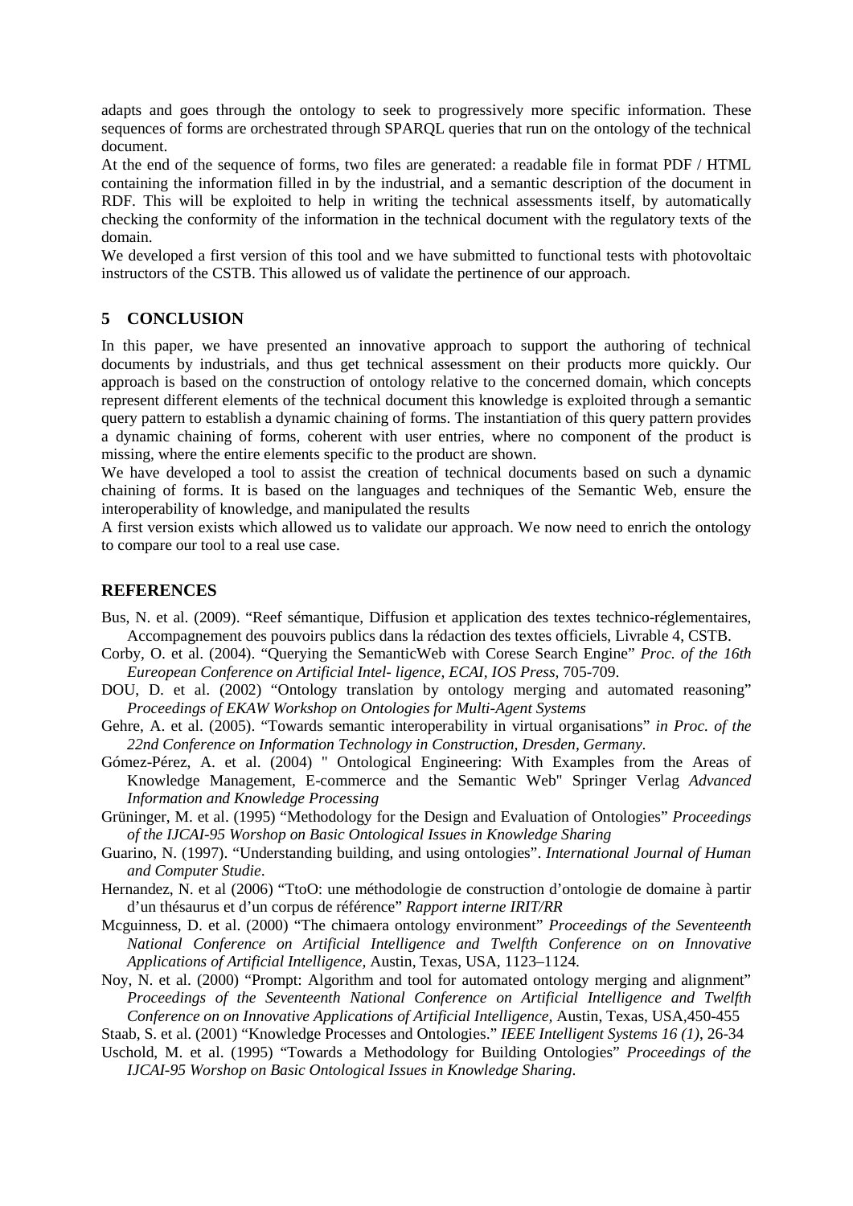adapts and goes through the ontology to seek to progressively more specific information. These sequences of forms are orchestrated through SPARQL queries that run on the ontology of the technical document.

At the end of the sequence of forms, two files are generated: a readable file in format PDF / HTML containing the information filled in by the industrial, and a semantic description of the document in RDF. This will be exploited to help in writing the technical assessments itself, by automatically checking the conformity of the information in the technical document with the regulatory texts of the domain.

We developed a first version of this tool and we have submitted to functional tests with photovoltaic instructors of the CSTB. This allowed us of validate the pertinence of our approach.

## 5 CONCLUSION

In this paper, we have presented an innovative approach to support the authoring of technical documents by industrials, and thus get technical assessment on their products more quickly. Our approach is based on the construction of ontology relative to the concerned domain, which concepts represent different elements of the technical document this knowledge is exploited through a semantic query pattern to establish a dynamic chaining of forms. The instantiation of this query pattern provides a dynamic chaining of forms, coherent with user entries, where no component of the product is missing, where the entire elements specific to the product are shown.

We have developed a tool to assist the creation of technical documents based on such a dynamic chaining of forms. It is based on the languages and techniques of the Semantic Web, ensure the interoperability of knowledge, and manipulated the results

A first version exists which allowed us to validate our approach. We now need to enrich the ontology to compare our tool to a real use case.

## REFERENCES

Bus, N. et al. (2009). "Reef sémantique, Diffusion et application des textes technico-réglementaires, Accompagnement des pouvoirs publics dans la rédaction des textes officiels, Livrable 4, CSTB.

Corby, O. et al. (2004). "Querying the SemanticWeb with Corese Search Engine" *Proc. of the 16th Eureopean Conference on Artificial Intel- ligence, ECAI, IOS Press,* 705-709.

DOU, D. et al. (2002) "Ontology translation by ontology merging and automated reasoning" *Proceedings of EKAW Workshop on Ontologies for Multi-Agent Systems*

Gehre, A. et al. (2005). "Towards semantic interoperability in virtual organisations" *in Proc. of the 22nd Conference on Information Technology in Construction, Dresden, Germany*.

Gómez-Pérez, A. et al. (2004) " Ontological Engineering: With Examples from the Areas of Knowledge Management, E-commerce and the Semantic Web" Springer Verlag *Advanced Information and Knowledge Processing*

Grüninger, M. et al. (1995) "Methodology for the Design and Evaluation of Ontologies" *Proceedings of the IJCAI-95 Worshop on Basic Ontological Issues in Knowledge Sharing*

Guarino, N. (1997). "Understanding building, and using ontologies". *International Journal of Human and Computer Studie*.

Hernandez, N. et al (2006) "TtoO: une méthodologie de construction d'ontologie de domaine à partir d'un thésaurus et d'un corpus de référence" *Rapport interne IRIT/RR*

Mcguinness, D. et al. (2000) "The chimaera ontology environment" *Proceedings of the Seventeenth National Conference on Artificial Intelligence and Twelfth Conference on on Innovative Applications of Artificial Intelligence,* Austin, Texas, USA, 1123–1124.

Noy, N. et al. (2000) "Prompt: Algorithm and tool for automated ontology merging and alignment" *Proceedings of the Seventeenth National Conference on Artificial Intelligence and Twelfth Conference on on Innovative Applications of Artificial Intelligence*, Austin, Texas, USA,450-455

Staab, S. et al. (2001) "Knowledge Processes and Ontologies." *IEEE Intelligent Systems 16 (1)*, 26-34

Uschold, M. et al. (1995) "Towards a Methodology for Building Ontologies" *Proceedings of the IJCAI-95 Worshop on Basic Ontological Issues in Knowledge Sharing*.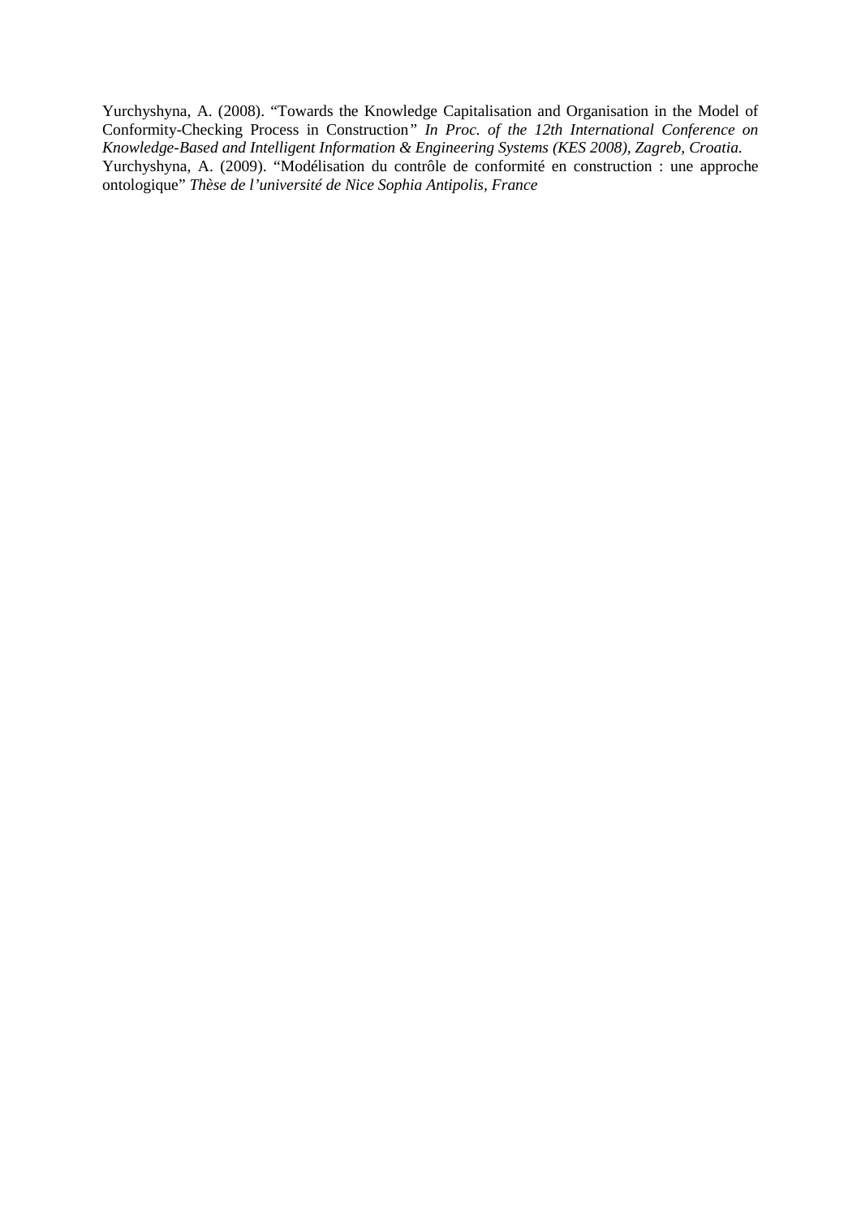Yurchyshyna, A. (2008). "Towards the Knowledge Capitalisation and Organisation in the Model of Conformity-Checking Process in Construction*" In Proc. of the 12th International Conference on Knowledge-Based and Intelligent Information & Engineering Systems (KES 2008), Zagreb, Croatia.*

Yurchyshyna, A. (2009). "Modélisation du contrôle de conformité en construction : une approche ontologique" *Thèse de l'université de Nice Sophia Antipolis, France*